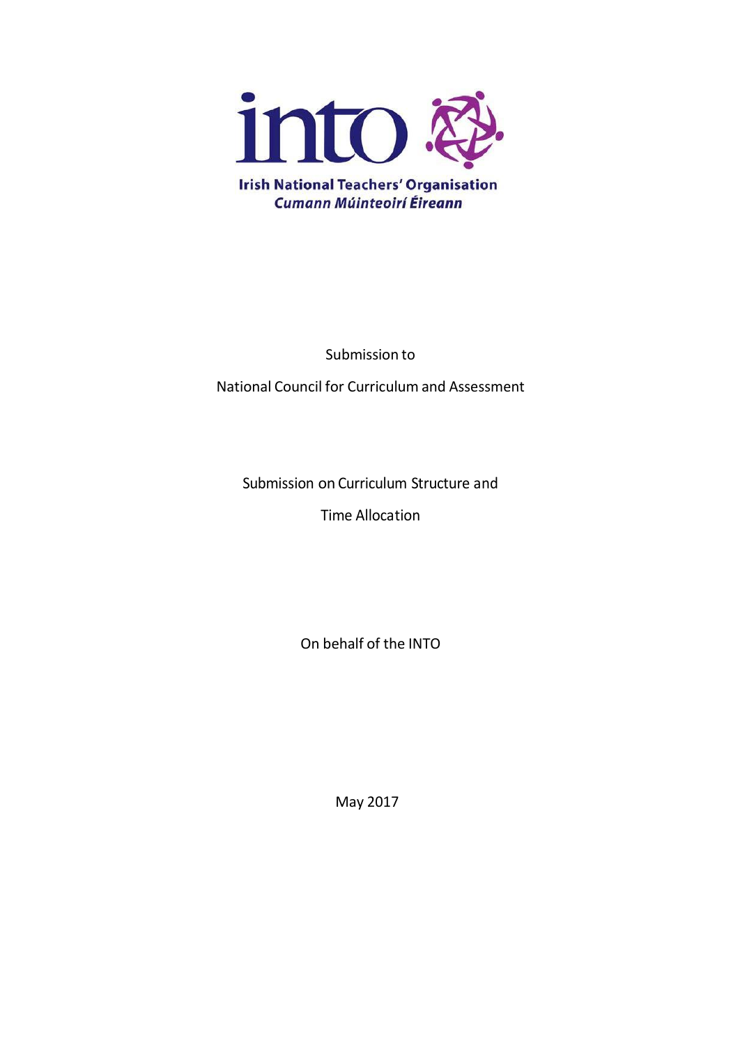into

Irish National Teachers' Organisation

*Cumann Múinteoirí Éireann*

Submission to

National Council for Curriculum and Assessment

# Submission on Curriculum Structure and Time Allocation

On behalf of the INTO

May 2017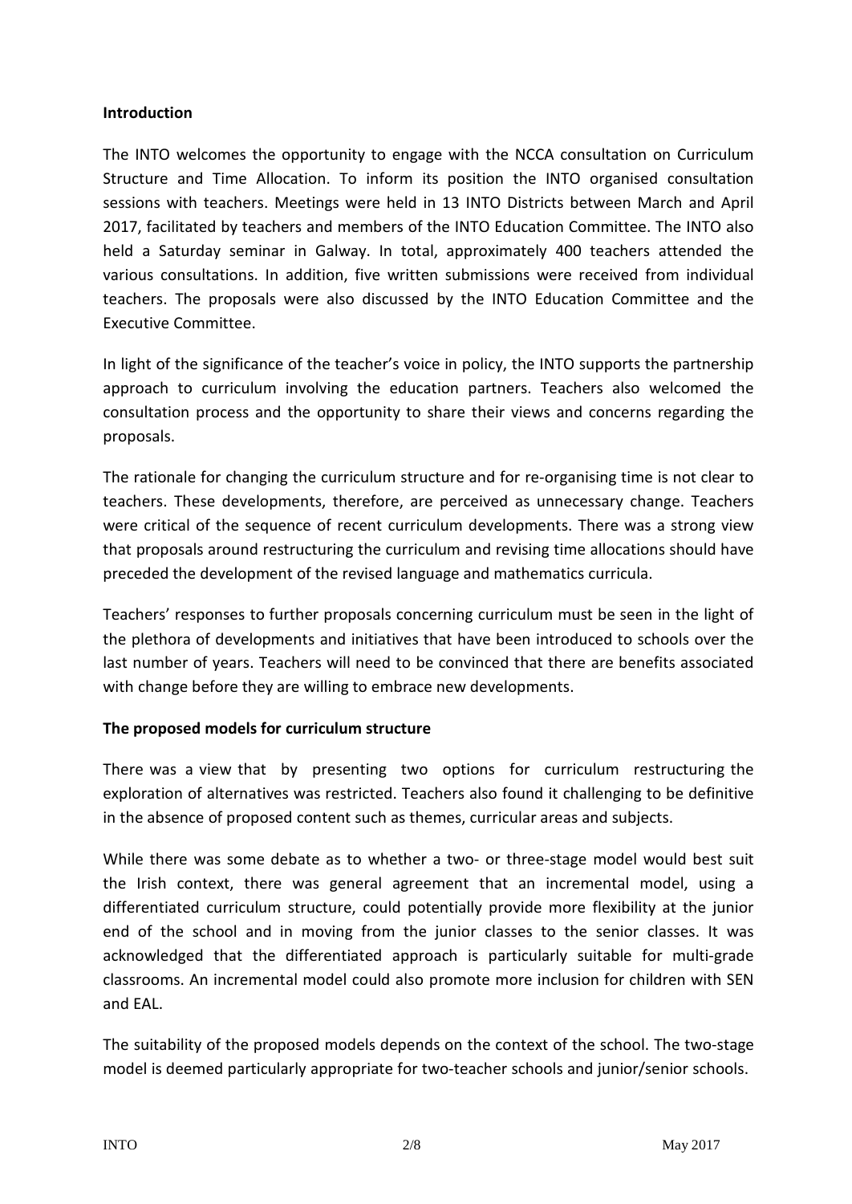## Introduction

The INTO welcomes the opportunity to engage with the NCCA consultation on Curriculum Structure and Time Allocation. To inform its position the INTO organised consultation sessions with teachers. Meetings were held in 13 INTO Districts between March and April 2017, facilitated by teachers and members of the INTO Education Committee. The INTO also held a Saturday seminar in Galway. In total, approximately 400 teachers attended the various consultations. In addition, five written submissions were received from individual teachers. The proposals were also discussed by the INTO Education Committee and the Executive Committee.

In light of the significance of the teacher's voice in policy, the INTO supports the partnership approach to curriculum involving the education partners. Teachers also welcomed the consultation process and the opportunity to share their views and concerns regarding the proposals.

The rationale for changing the curriculum structure and for re-organising time is not clear to teachers. These developments, therefore, are perceived as unnecessary change. Teachers were critical of the sequence of recent curriculum developments. There was a strong view that proposals around restructuring the curriculum and revising time allocations should have preceded the development of the revised language and mathematics curricula.

Teachers' responses to further proposals concerning curriculum must be seen in the light of the plethora of developments and initiatives that have been introduced to schools over the last number of years. Teachers will need to be convinced that there are benefits associated with change before they are willing to embrace new developments.

## The proposed models for curriculum structure

There was a view that by presenting two options for curriculum restructuring the exploration of alternatives was restricted. Teachers also found it challenging to be definitive in the absence of proposed content such as themes, curricular areas and subjects.

While there was some debate as to whether a two- or three-stage model would best suit the Irish context, there was general agreement that an incremental model, using a differentiated curriculum structure, could potentially provide more flexibility at the junior end of the school and in moving from the junior classes to the senior classes. It was acknowledged that the differentiated approach is particularly suitable for multi-grade classrooms. An incremental model could also promote more inclusion for children with SEN and EAL.

The suitability of the proposed models depends on the context of the school. The two-stage model is deemed particularly appropriate for two-teacher schools and junior/senior schools.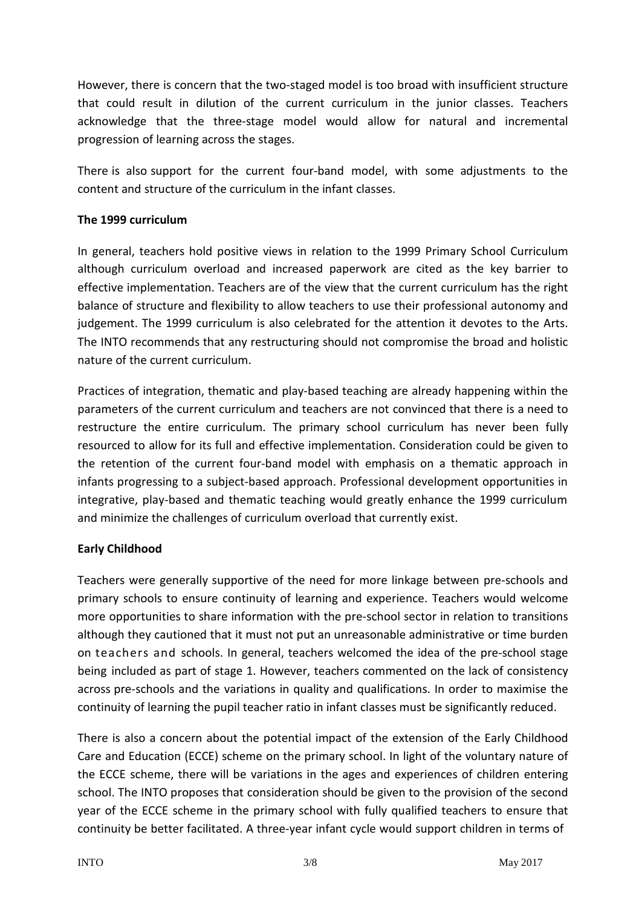However, there is concern that the two-staged model is too broad with insufficient structure that could result in dilution of the current curriculum in the junior classes. Teachers acknowledge that the three-stage model would allow for natural and incremental progression of learning across the stages.

There is also support for the current four-band model, with some adjustments to the content and structure of the curriculum in the infant classes.

**The 1999 curriculum**

In general, teachers hold positive views in relation to the 1999 Primary School Curriculum although curriculum overload and increased paperwork are cited as the key barrier to effective implementation. Teachers are of the view that the current curriculum has the right balance of structure and flexibility to allow teachers to use their professional autonomy and judgement. The 1999 curriculum is also celebrated for the attention it devotes to the Arts. The INTO recommends that any restructuring should not compromise the broad and holistic nature of the current curriculum.

Practices of integration, thematic and play-based teaching are already happening within the parameters of the current curriculum and teachers are not convinced that there is a need to restructure the entire curriculum. The primary school curriculum has never been fully resourced to allow for its full and effective implementation. Consideration could be given to the retention of the current four-band model with emphasis on a thematic approach in infants progressing to a subject-based approach. Professional development opportunities in integrative, play-based and thematic teaching would greatly enhance the 1999 curriculum and minimize the challenges of curriculum overload that currently exist.

**Early Childhood**

Teachers were generally supportive of the need for more linkage between pre-schools and primary schools to ensure continuity of learning and experience. Teachers would welcome more opportunities to share information with the pre-school sector in relation to transitions although they cautioned that it must not put an unreasonable administrative or time burden on teachers and schools. In general, teachers welcomed the idea of the pre-school stage being included as part of stage 1. However, teachers commented on the lack of consistency across pre-schools and the variations in quality and qualifications. In order to maximise the continuity of learning the pupil teacher ratio in infant classes must be significantly reduced.

There is also a concern about the potential impact of the extension of the Early Childhood Care and Education (ECCE) scheme on the primary school. In light of the voluntary nature of the ECCE scheme, there will be variations in the ages and experiences of children entering school. The INTO proposes that consideration should be given to the provision of the second year of the ECCE scheme in the primary school with fully qualified teachers to ensure that continuity be better facilitated. A three-year infant cycle would support children in terms of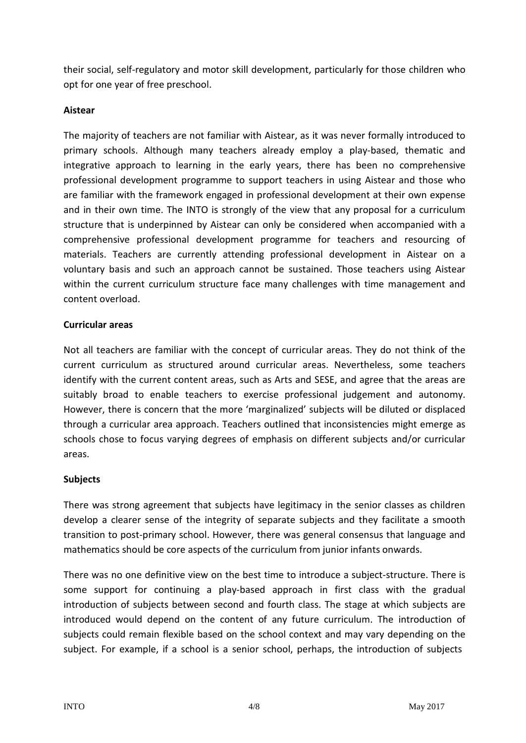their social, self-regulatory and motor skill development, particularly for those children who opt for one year of free preschool.

**Aistear**

The majority of teachers are not familiar with Aistear, as it was never formally introduced to primary schools. Although many teachers already employ a play-based, thematic and integrative approach to learning in the early years, there has been no comprehensive professional development programme to support teachers in using Aistear and those who are familiar with the framework engaged in professional development at their own expense and in their own time. The INTO is strongly of the view that any proposal for a curriculum structure that is underpinned by Aistear can only be considered when accompanied with a comprehensive professional development programme for teachers and resourcing of materials. Teachers are currently attending professional development in Aistear on a voluntary basis and such an approach cannot be sustained. Those teachers using Aistear within the current curriculum structure face many challenges with time management and content overload.

**Curricular areas**

Not all teachers are familiar with the concept of curricular areas. They do not think of the current curriculum as structured around curricular areas. Nevertheless, some teachers identify with the current content areas, such as Arts and SESE, and agree that the areas are suitably broad to enable teachers to exercise professional judgement and autonomy. However, there is concern that the more 'marginalized' subjects will be diluted or displaced through a curricular area approach. Teachers outlined that inconsistencies might emerge as schools chose to focus varying degrees of emphasis on different subjects and/or curricular areas.

**Subjects**

There was strong agreement that subjects have legitimacy in the senior classes as children develop a clearer sense of the integrity of separate subjects and they facilitate a smooth transition to post-primary school. However, there was general consensus that language and mathematics should be core aspects of the curriculum from junior infants onwards.

There was no one definitive view on the best time to introduce a subject-structure. There is some support for continuing a play-based approach in first class with the gradual introduction of subjects between second and fourth class. The stage at which subjects are introduced would depend on the content of any future curriculum. The introduction of subjects could remain flexible based on the school context and may vary depending on the subject. For example, if a school is a senior school, perhaps, the introduction of subjects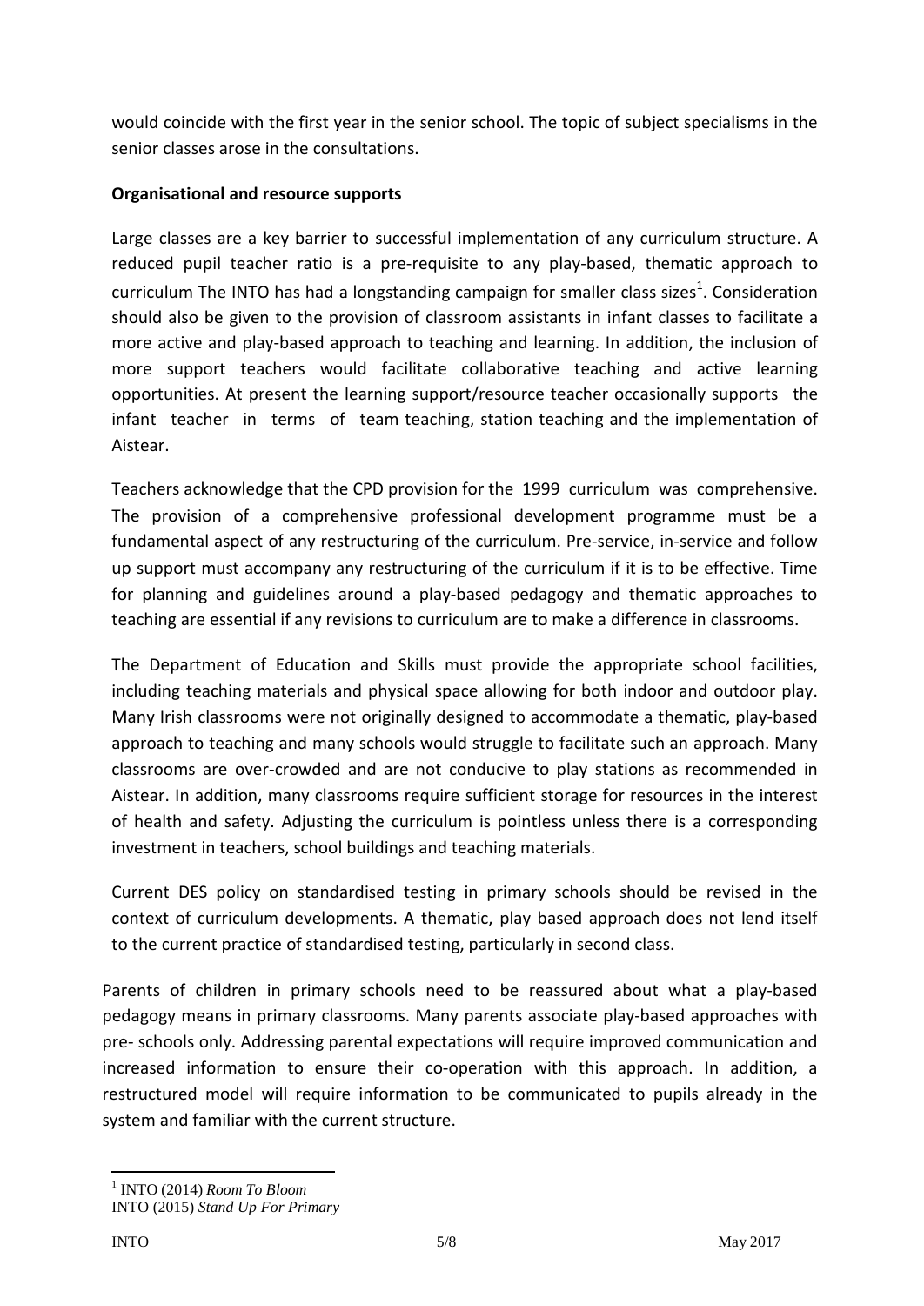would coincide with the first year in the senior school. The topic of subject specialisms in the senior classes arose in the consultations.

**Organisational and resource supports**

Large classes are a key barrier to successful implementation of any curriculum structure. A reduced pupil teacher ratio is a pre-requisite to any play-based, thematic approach to curriculum The INTO has had a longstanding campaign for smaller class sizes[1]. Consideration should also be given to the provision of classroom assistants in infant classes to facilitate a more active and play-based approach to teaching and learning. In addition, the inclusion of more support teachers would facilitate collaborative teaching and active learning opportunities. At present the learning support/resource teacher occasionally supports the infant teacher in terms of team teaching, station teaching and the implementation of Aistear.

Teachers acknowledge that the CPD provision for the 1999 curriculum was comprehensive. The provision of a comprehensive professional development programme must be a fundamental aspect of any restructuring of the curriculum. Pre-service, in-service and follow up support must accompany any restructuring of the curriculum if it is to be effective. Time for planning and guidelines around a play-based pedagogy and thematic approaches to teaching are essential if any revisions to curriculum are to make a difference in classrooms.

The Department of Education and Skills must provide the appropriate school facilities, including teaching materials and physical space allowing for both indoor and outdoor play. Many Irish classrooms were not originally designed to accommodate a thematic, play-based approach to teaching and many schools would struggle to facilitate such an approach. Many classrooms are over-crowded and are not conducive to play stations as recommended in Aistear. In addition, many classrooms require sufficient storage for resources in the interest of health and safety. Adjusting the curriculum is pointless unless there is a corresponding investment in teachers, school buildings and teaching materials.

Current DES policy on standardised testing in primary schools should be revised in the context of curriculum developments. A thematic, play based approach does not lend itself to the current practice of standardised testing, particularly in second class.

Parents of children in primary schools need to be reassured about what a play-based pedagogy means in primary classrooms. Many parents associate play-based approaches with pre- schools only. Addressing parental expectations will require improved communication and increased information to ensure their co-operation with this approach. In addition, a restructured model will require information to be communicated to pupils already in the system and familiar with the current structure.

[1] INTO (2014) *Room To Bloom*
INTO (2015) *Stand Up For Primary*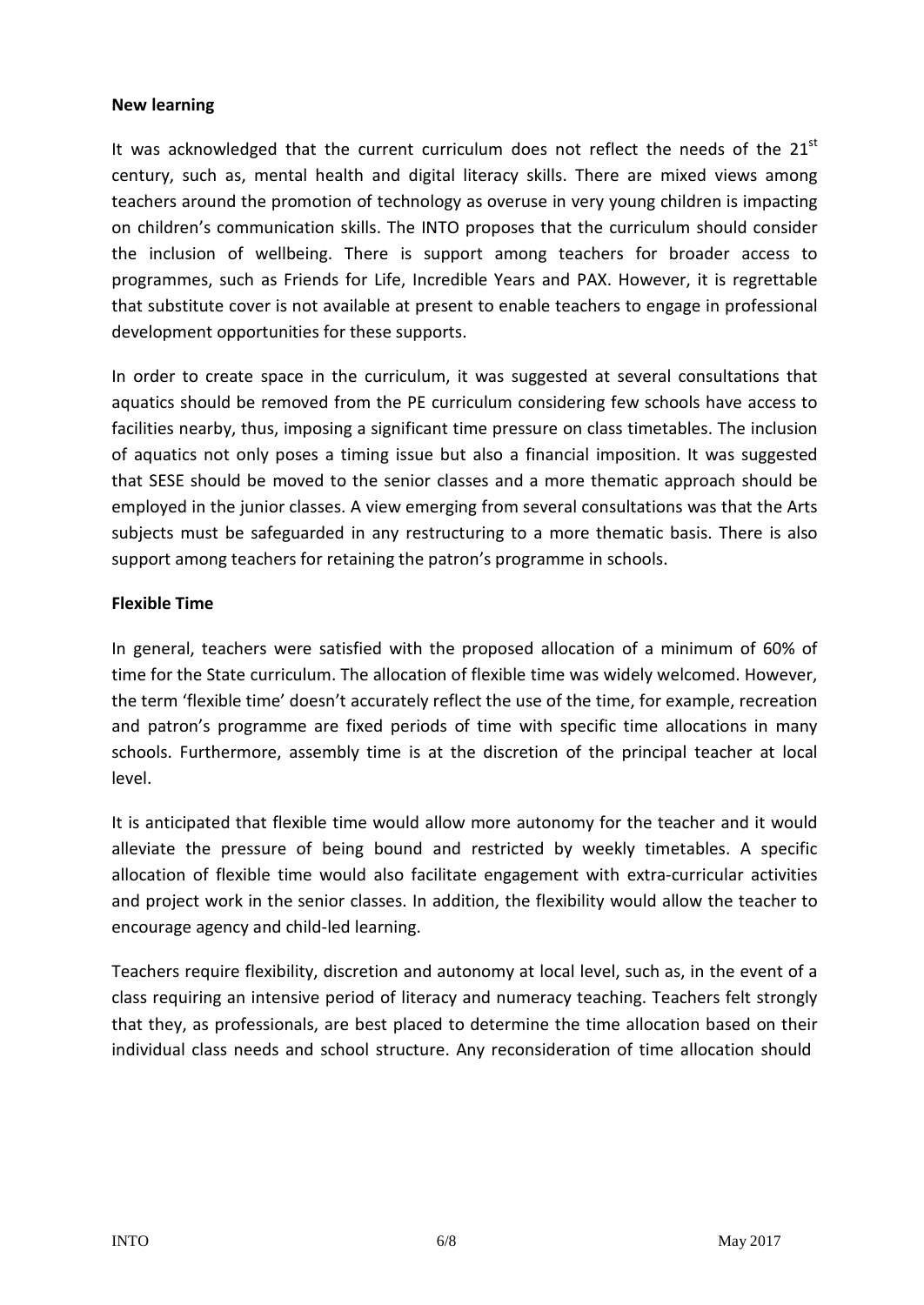**New learning**

It was acknowledged that the current curriculum does not reflect the needs of the 21st century, such as, mental health and digital literacy skills. There are mixed views among teachers around the promotion of technology as overuse in very young children is impacting on children's communication skills. The INTO proposes that the curriculum should consider the inclusion of wellbeing. There is support among teachers for broader access to programmes, such as Friends for Life, Incredible Years and PAX. However, it is regrettable that substitute cover is not available at present to enable teachers to engage in professional development opportunities for these supports.

In order to create space in the curriculum, it was suggested at several consultations that aquatics should be removed from the PE curriculum considering few schools have access to facilities nearby, thus, imposing a significant time pressure on class timetables. The inclusion of aquatics not only poses a timing issue but also a financial imposition. It was suggested that SESE should be moved to the senior classes and a more thematic approach should be employed in the junior classes. A view emerging from several consultations was that the Arts subjects must be safeguarded in any restructuring to a more thematic basis. There is also support among teachers for retaining the patron's programme in schools.

**Flexible Time**

In general, teachers were satisfied with the proposed allocation of a minimum of 60% of time for the State curriculum. The allocation of flexible time was widely welcomed. However, the term 'flexible time' doesn't accurately reflect the use of the time, for example, recreation and patron's programme are fixed periods of time with specific time allocations in many schools. Furthermore, assembly time is at the discretion of the principal teacher at local level.

It is anticipated that flexible time would allow more autonomy for the teacher and it would alleviate the pressure of being bound and restricted by weekly timetables. A specific allocation of flexible time would also facilitate engagement with extra-curricular activities and project work in the senior classes. In addition, the flexibility would allow the teacher to encourage agency and child-led learning.

Teachers require flexibility, discretion and autonomy at local level, such as, in the event of a class requiring an intensive period of literacy and numeracy teaching. Teachers felt strongly that they, as professionals, are best placed to determine the time allocation based on their individual class needs and school structure. Any reconsideration of time allocation should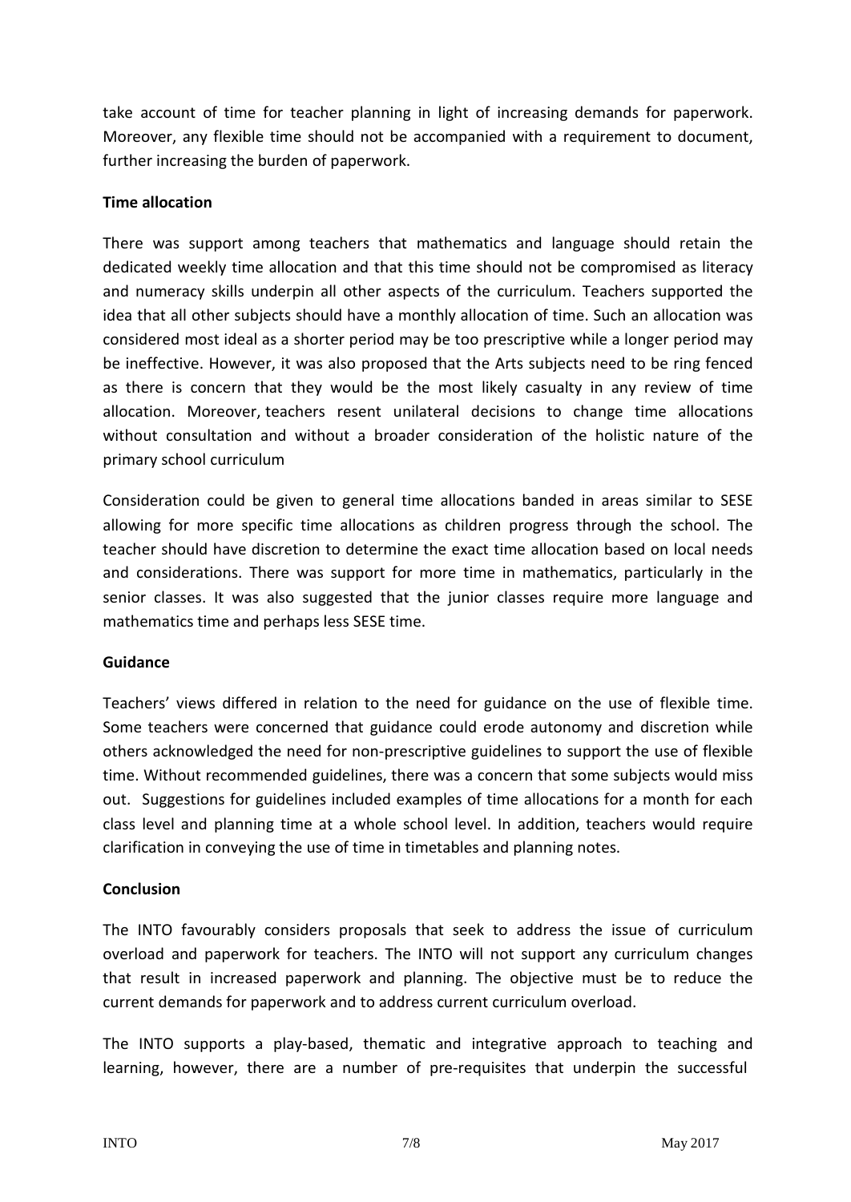take account of time for teacher planning in light of increasing demands for paperwork. Moreover, any flexible time should not be accompanied with a requirement to document, further increasing the burden of paperwork.

**Time allocation**

There was support among teachers that mathematics and language should retain the dedicated weekly time allocation and that this time should not be compromised as literacy and numeracy skills underpin all other aspects of the curriculum. Teachers supported the idea that all other subjects should have a monthly allocation of time. Such an allocation was considered most ideal as a shorter period may be too prescriptive while a longer period may be ineffective. However, it was also proposed that the Arts subjects need to be ring fenced as there is concern that they would be the most likely casualty in any review of time allocation. Moreover, teachers resent unilateral decisions to change time allocations without consultation and without a broader consideration of the holistic nature of the primary school curriculum

Consideration could be given to general time allocations banded in areas similar to SESE allowing for more specific time allocations as children progress through the school. The teacher should have discretion to determine the exact time allocation based on local needs and considerations. There was support for more time in mathematics, particularly in the senior classes. It was also suggested that the junior classes require more language and mathematics time and perhaps less SESE time.

**Guidance**

Teachers' views differed in relation to the need for guidance on the use of flexible time. Some teachers were concerned that guidance could erode autonomy and discretion while others acknowledged the need for non-prescriptive guidelines to support the use of flexible time. Without recommended guidelines, there was a concern that some subjects would miss out. Suggestions for guidelines included examples of time allocations for a month for each class level and planning time at a whole school level. In addition, teachers would require clarification in conveying the use of time in timetables and planning notes.

**Conclusion**

The INTO favourably considers proposals that seek to address the issue of curriculum overload and paperwork for teachers. The INTO will not support any curriculum changes that result in increased paperwork and planning. The objective must be to reduce the current demands for paperwork and to address current curriculum overload.

The INTO supports a play-based, thematic and integrative approach to teaching and learning, however, there are a number of pre-requisites that underpin the successful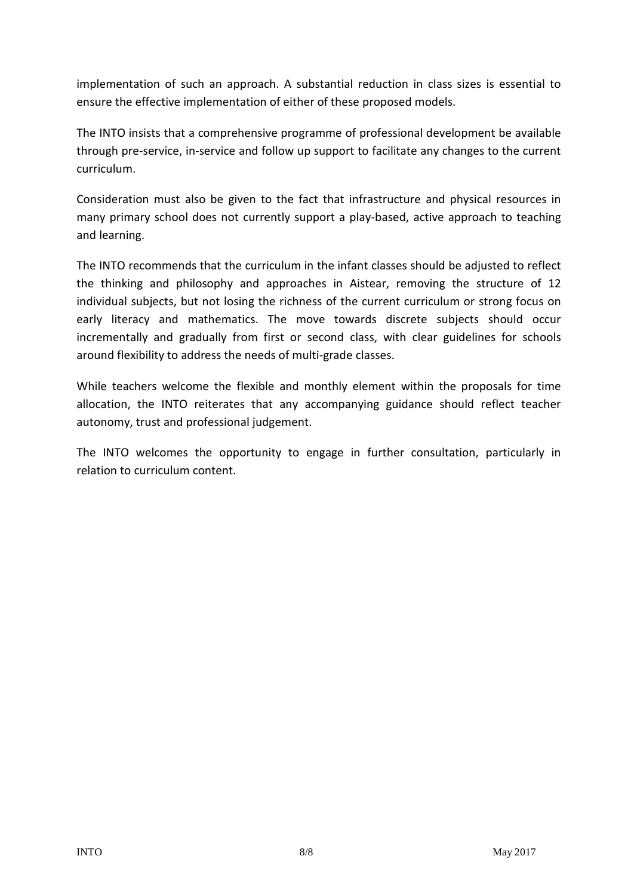implementation of such an approach. A substantial reduction in class sizes is essential to ensure the effective implementation of either of these proposed models.

The INTO insists that a comprehensive programme of professional development be available through pre-service, in-service and follow up support to facilitate any changes to the current curriculum.

Consideration must also be given to the fact that infrastructure and physical resources in many primary school does not currently support a play-based, active approach to teaching and learning.

The INTO recommends that the curriculum in the infant classes should be adjusted to reflect the thinking and philosophy and approaches in Aistear, removing the structure of 12 individual subjects, but not losing the richness of the current curriculum or strong focus on early literacy and mathematics. The move towards discrete subjects should occur incrementally and gradually from first or second class, with clear guidelines for schools around flexibility to address the needs of multi-grade classes.

While teachers welcome the flexible and monthly element within the proposals for time allocation, the INTO reiterates that any accompanying guidance should reflect teacher autonomy, trust and professional judgement.

The INTO welcomes the opportunity to engage in further consultation, particularly in relation to curriculum content.